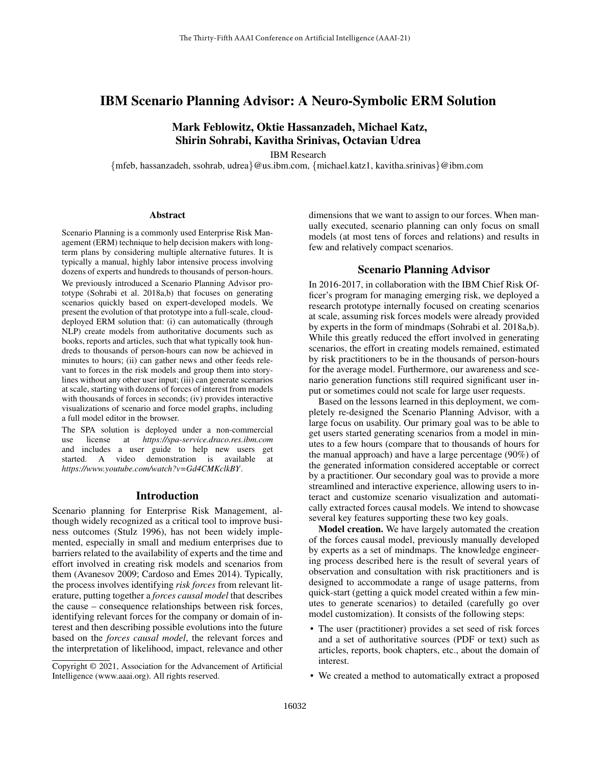# IBM Scenario Planning Advisor: A Neuro-Symbolic ERM Solution

**Mark Feblowitz, Oktie Hassanzadeh, Michael Katz, Shirin Sohrabi, Kavitha Srinivas, Octavian Udrea**

IBM Research

{mfeb, hassanzadeh, ssohrab, udrea}@us.ibm.com, {michael.katz1, kavitha.srinivas}@ibm.com

## Abstract

Scenario Planning is a commonly used Enterprise Risk Management (ERM) technique to help decision makers with long-term plans by considering multiple alternative futures. It is typically a manual, highly labor intensive process involving dozens of experts and hundreds to thousands of person-hours. We previously introduced a Scenario Planning Advisor prototype (Sohrabi et al. 2018a,b) that focuses on generating scenarios quickly based on expert-developed models. We present the evolution of that prototype into a full-scale, cloud-deployed ERM solution that: (i) can automatically (through NLP) create models from authoritative documents such as books, reports and articles, such that what typically took hundreds to thousands of person-hours can now be achieved in minutes to hours; (ii) can gather news and other feeds relevant to forces in the risk models and group them into storylines without any other user input; (iii) can generate scenarios at scale, starting with dozens of forces of interest from models with thousands of forces in seconds; (iv) provides interactive visualizations of scenario and force model graphs, including a full model editor in the browser.

The SPA solution is deployed under a non-commercial use license at *https://spa-service.draco.res.ibm.com* and includes a user guide to help new users get started. A video demonstration is available at *https://www.youtube.com/watch?v=Gd4CMKclkBY*.

## Introduction

Scenario planning for Enterprise Risk Management, although widely recognized as a critical tool to improve business outcomes (Stulz 1996), has not been widely implemented, especially in small and medium enterprises due to barriers related to the availability of experts and the time and effort involved in creating risk models and scenarios from them (Avanesov 2009; Cardoso and Emes 2014). Typically, the process involves identifying *risk forces* from relevant literature, putting together a *forces causal model* that describes the cause – consequence relationships between risk forces, identifying relevant forces for the company or domain of interest and then describing possible evolutions into the future based on the *forces causal model*, the relevant forces and the interpretation of likelihood, impact, relevance and other dimensions that we want to assign to our forces. When manually executed, scenario planning can only focus on small models (at most tens of forces and relations) and results in few and relatively compact scenarios.

Copyright © 2021, Association for the Advancement of Artificial Intelligence (www.aaai.org). All rights reserved.

## Scenario Planning Advisor

In 2016-2017, in collaboration with the IBM Chief Risk Officer's program for managing emerging risk, we deployed a research prototype internally focused on creating scenarios at scale, assuming risk forces models were already provided by experts in the form of mindmaps (Sohrabi et al. 2018a,b). While this greatly reduced the effort involved in generating scenarios, the effort in creating models remained, estimated by risk practitioners to be in the thousands of person-hours for the average model. Furthermore, our awareness and scenario generation functions still required significant user input or sometimes could not scale for large user requests.

Based on the lessons learned in this deployment, we completely re-designed the Scenario Planning Advisor, with a large focus on usability. Our primary goal was to be able to get users started generating scenarios from a model in minutes to a few hours (compare that to thousands of hours for the manual approach) and have a large percentage (90%) of the generated information considered acceptable or correct by a practitioner. Our secondary goal was to provide a more streamlined and interactive experience, allowing users to interact and customize scenario visualization and automatically extracted forces causal models. We intend to showcase several key features supporting these two key goals.

**Model creation.** We have largely automated the creation of the forces causal model, previously manually developed by experts as a set of mindmaps. The knowledge engineering process described here is the result of several years of observation and consultation with risk practitioners and is designed to accommodate a range of usage patterns, from quick-start (getting a quick model created within a few minutes to generate scenarios) to detailed (carefully go over model customization). It consists of the following steps:

- The user (practitioner) provides a set seed of risk forces and a set of authoritative sources (PDF or text) such as articles, reports, book chapters, etc., about the domain of interest.
- We created a method to automatically extract a proposed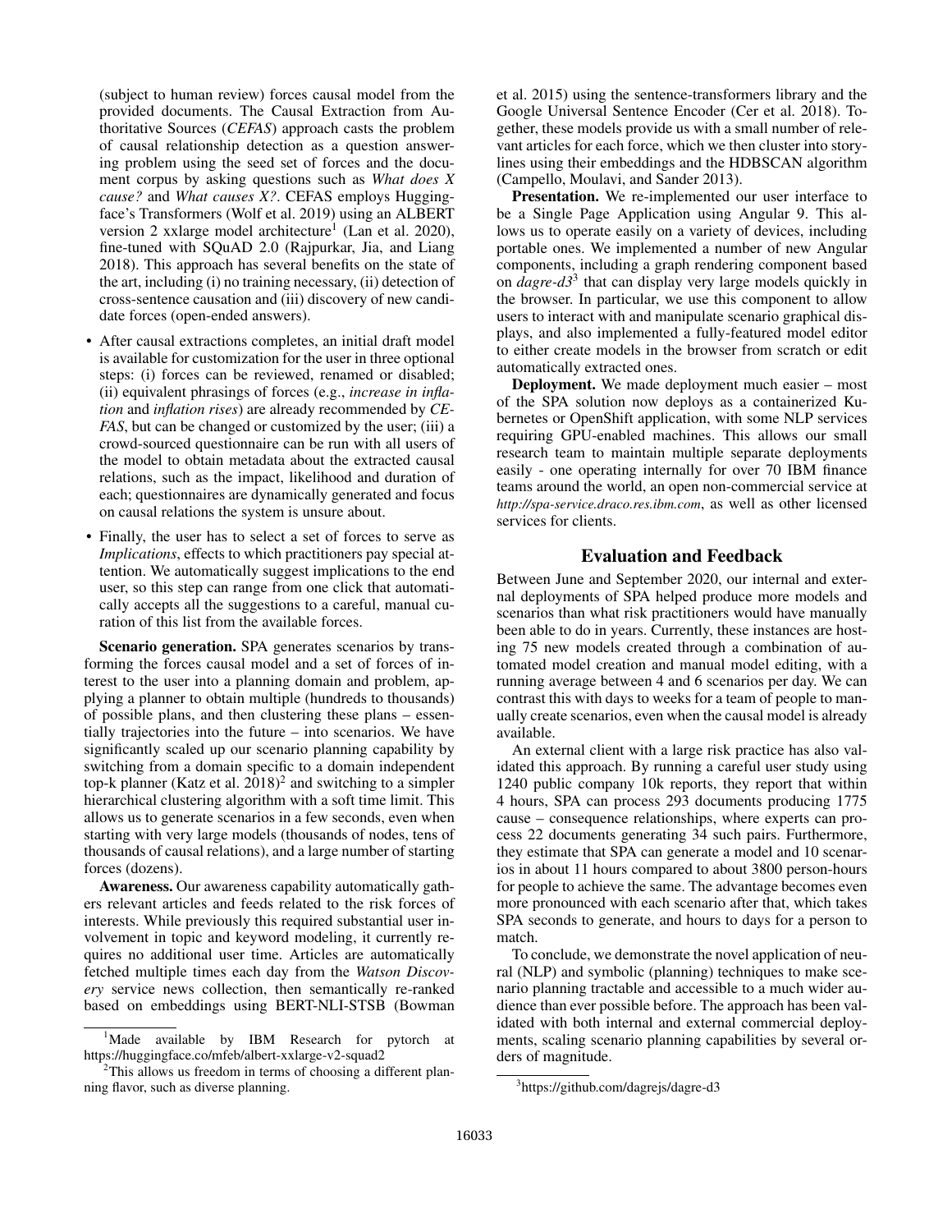(subject to human review) forces causal model from the provided documents. The Causal Extraction from Authoritative Sources (*CEFAS*) approach casts the problem of causal relationship detection as a question answering problem using the seed set of forces and the document corpus by asking questions such as *What does X cause?* and *What causes X?*. CEFAS employs Huggingface's Transformers (Wolf et al. 2019) using an ALBERT version 2 xxlarge model architecture[1] (Lan et al. 2020), fine-tuned with SQuAD 2.0 (Rajpurkar, Jia, and Liang 2018). This approach has several benefits on the state of the art, including (i) no training necessary, (ii) detection of cross-sentence causation and (iii) discovery of new candidate forces (open-ended answers).

- After causal extractions completes, an initial draft model is available for customization for the user in three optional steps: (i) forces can be reviewed, renamed or disabled; (ii) equivalent phrasings of forces (e.g., *increase in inflation* and *inflation rises*) are already recommended by *CEFAS*, but can be changed or customized by the user; (iii) a crowd-sourced questionnaire can be run with all users of the model to obtain metadata about the extracted causal relations, such as the impact, likelihood and duration of each; questionnaires are dynamically generated and focus on causal relations the system is unsure about.
- Finally, the user has to select a set of forces to serve as *Implications*, effects to which practitioners pay special attention. We automatically suggest implications to the end user, so this step can range from one click that automatically accepts all the suggestions to a careful, manual curation of this list from the available forces.

**Scenario generation.** SPA generates scenarios by transforming the forces causal model and a set of forces of interest to the user into a planning domain and problem, applying a planner to obtain multiple (hundreds to thousands) of possible plans, and then clustering these plans – essentially trajectories into the future – into scenarios. We have significantly scaled up our scenario planning capability by switching from a domain specific to a domain independent top-k planner (Katz et al. 2018)[2] and switching to a simpler hierarchical clustering algorithm with a soft time limit. This allows us to generate scenarios in a few seconds, even when starting with very large models (thousands of nodes, tens of thousands of causal relations), and a large number of starting forces (dozens).

**Awareness.** Our awareness capability automatically gathers relevant articles and feeds related to the risk forces of interests. While previously this required substantial user involvement in topic and keyword modeling, it currently requires no additional user time. Articles are automatically fetched multiple times each day from the *Watson Discovery* service news collection, then semantically re-ranked based on embeddings using BERT-NLI-STSB (Bowman et al. 2015) using the sentence-transformers library and the Google Universal Sentence Encoder (Cer et al. 2018). Together, these models provide us with a small number of relevant articles for each force, which we then cluster into storylines using their embeddings and the HDBSCAN algorithm (Campello, Moulavi, and Sander 2013).

**Presentation.** We re-implemented our user interface to be a Single Page Application using Angular 9. This allows us to operate easily on a variety of devices, including portable ones. We implemented a number of new Angular components, including a graph rendering component based on *dagre-d3*[3] that can display very large models quickly in the browser. In particular, we use this component to allow users to interact with and manipulate scenario graphical displays, and also implemented a fully-featured model editor to either create models in the browser from scratch or edit automatically extracted ones.

**Deployment.** We made deployment much easier – most of the SPA solution now deploys as a containerized Kubernetes or OpenShift application, with some NLP services requiring GPU-enabled machines. This allows our small research team to maintain multiple separate deployments easily - one operating internally for over 70 IBM finance teams around the world, an open non-commercial service at *http://spa-service.draco.res.ibm.com*, as well as other licensed services for clients.

## Evaluation and Feedback

Between June and September 2020, our internal and external deployments of SPA helped produce more models and scenarios than what risk practitioners would have manually been able to do in years. Currently, these instances are hosting 75 new models created through a combination of automated model creation and manual model editing, with a running average between 4 and 6 scenarios per day. We can contrast this with days to weeks for a team of people to manually create scenarios, even when the causal model is already available.

An external client with a large risk practice has also validated this approach. By running a careful user study using 1240 public company 10k reports, they report that within 4 hours, SPA can process 293 documents producing 1775 cause – consequence relationships, where experts can process 22 documents generating 34 such pairs. Furthermore, they estimate that SPA can generate a model and 10 scenarios in about 11 hours compared to about 3800 person-hours for people to achieve the same. The advantage becomes even more pronounced with each scenario after that, which takes SPA seconds to generate, and hours to days for a person to match.

To conclude, we demonstrate the novel application of neural (NLP) and symbolic (planning) techniques to make scenario planning tractable and accessible to a much wider audience than ever possible before. The approach has been validated with both internal and external commercial deployments, scaling scenario planning capabilities by several orders of magnitude.

[1] Made available by IBM Research for pytorch at https://huggingface.co/mfeb/albert-xxlarge-v2-squad2

[2] This allows us freedom in terms of choosing a different planning flavor, such as diverse planning.

[3] https://github.com/dagrejs/dagre-d3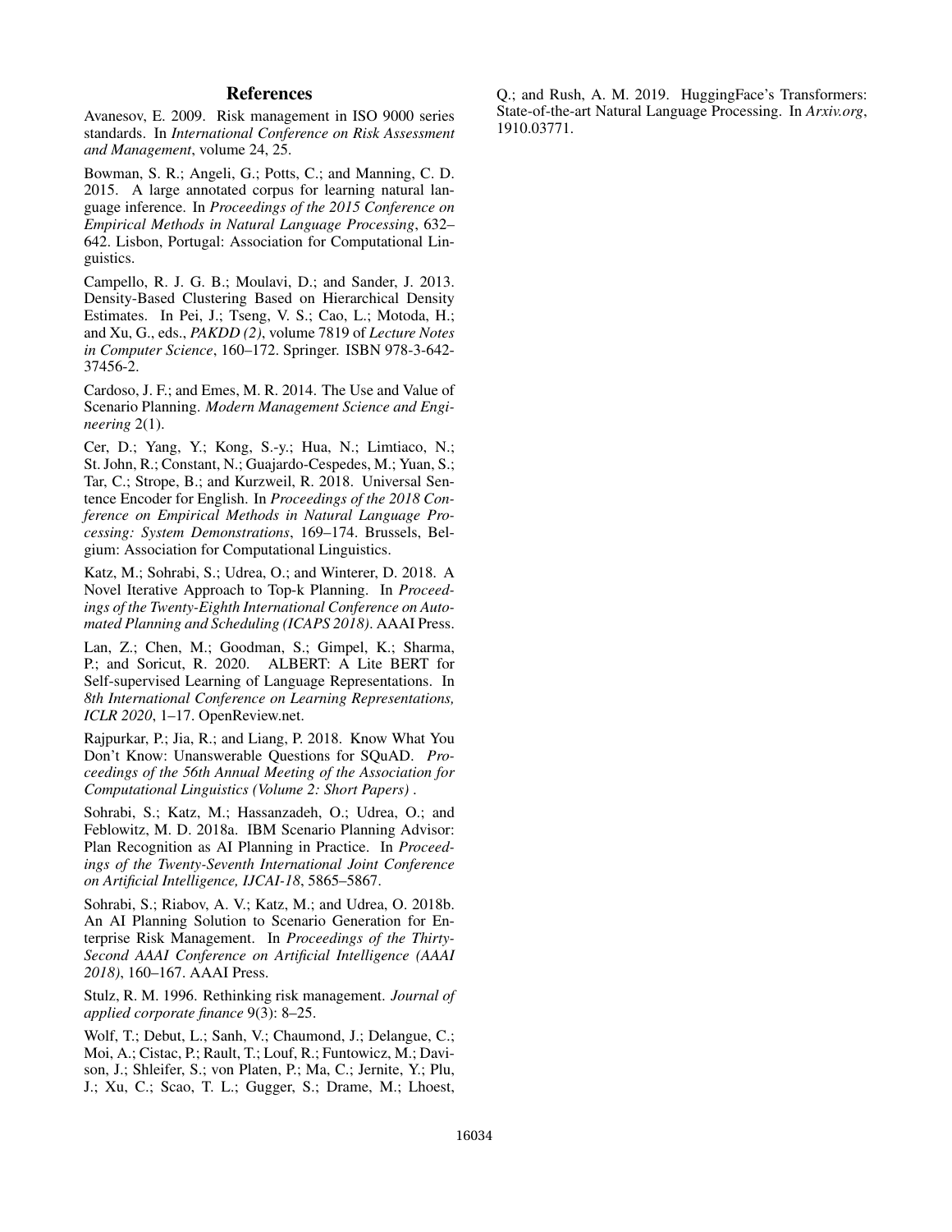## References

Avanesov, E. 2009. Risk management in ISO 9000 series standards. In *International Conference on Risk Assessment and Management*, volume 24, 25.

Bowman, S. R.; Angeli, G.; Potts, C.; and Manning, C. D. 2015. A large annotated corpus for learning natural language inference. In *Proceedings of the 2015 Conference on Empirical Methods in Natural Language Processing*, 632–642. Lisbon, Portugal: Association for Computational Linguistics.

Campello, R. J. G. B.; Moulavi, D.; and Sander, J. 2013. Density-Based Clustering Based on Hierarchical Density Estimates. In Pei, J.; Tseng, V. S.; Cao, L.; Motoda, H.; and Xu, G., eds., *PAKDD (2)*, volume 7819 of *Lecture Notes in Computer Science*, 160–172. Springer. ISBN 978-3-642-37456-2.

Cardoso, J. F.; and Emes, M. R. 2014. The Use and Value of Scenario Planning. *Modern Management Science and Engineering* 2(1).

Cer, D.; Yang, Y.; Kong, S.-y.; Hua, N.; Limtiaco, N.; St. John, R.; Constant, N.; Guajardo-Cespedes, M.; Yuan, S.; Tar, C.; Strope, B.; and Kurzweil, R. 2018. Universal Sentence Encoder for English. In *Proceedings of the 2018 Conference on Empirical Methods in Natural Language Processing: System Demonstrations*, 169–174. Brussels, Belgium: Association for Computational Linguistics.

Katz, M.; Sohrabi, S.; Udrea, O.; and Winterer, D. 2018. A Novel Iterative Approach to Top-k Planning. In *Proceedings of the Twenty-Eighth International Conference on Automated Planning and Scheduling (ICAPS 2018)*. AAAI Press.

Lan, Z.; Chen, M.; Goodman, S.; Gimpel, K.; Sharma, P.; and Soricut, R. 2020. ALBERT: A Lite BERT for Self-supervised Learning of Language Representations. In *8th International Conference on Learning Representations, ICLR 2020*, 1–17. OpenReview.net.

Rajpurkar, P.; Jia, R.; and Liang, P. 2018. Know What You Don't Know: Unanswerable Questions for SQuAD. *Proceedings of the 56th Annual Meeting of the Association for Computational Linguistics (Volume 2: Short Papers)* .

Sohrabi, S.; Katz, M.; Hassanzadeh, O.; Udrea, O.; and Feblowitz, M. D. 2018a. IBM Scenario Planning Advisor: Plan Recognition as AI Planning in Practice. In *Proceedings of the Twenty-Seventh International Joint Conference on Artificial Intelligence, IJCAI-18*, 5865–5867.

Sohrabi, S.; Riabov, A. V.; Katz, M.; and Udrea, O. 2018b. An AI Planning Solution to Scenario Generation for Enterprise Risk Management. In *Proceedings of the Thirty-Second AAAI Conference on Artificial Intelligence (AAAI 2018)*, 160–167. AAAI Press.

Stulz, R. M. 1996. Rethinking risk management. *Journal of applied corporate finance* 9(3): 8–25.

Wolf, T.; Debut, L.; Sanh, V.; Chaumond, J.; Delangue, C.; Moi, A.; Cistac, P.; Rault, T.; Louf, R.; Funtowicz, M.; Davison, J.; Shleifer, S.; von Platen, P.; Ma, C.; Jernite, Y.; Plu, J.; Xu, C.; Scao, T. L.; Gugger, S.; Drame, M.; Lhoest, Q.; and Rush, A. M. 2019. HuggingFace's Transformers: State-of-the-art Natural Language Processing. In *Arxiv.org*, 1910.03771.